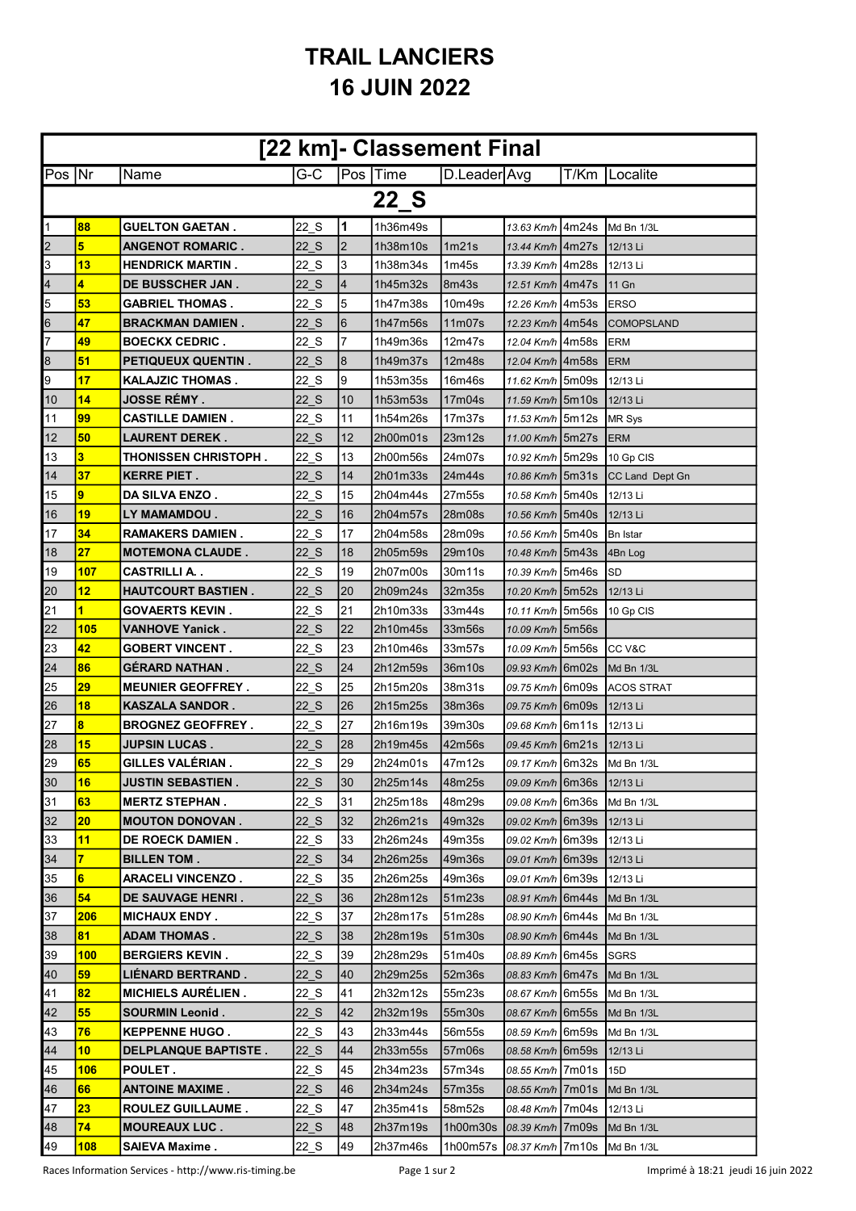# TRAIL LANCIERS
# 16 JUIN 2022

| [22 km]- Classement Final | | | | | | | | | |
|---|---|---|---|---|---|---|---|---|---|
| Pos | Nr | Name | G-C | Pos | Time | D.Leader | Avg | T/Km | Localite |
| 22_S | | | | | | | | | |
| 1 | 88 | GUELTON GAETAN . | 22_S | 1 | 1h36m49s | | 13.63 Km/h | 4m24s | Md Bn 1/3L |
| 2 | 5 | ANGENOT ROMARIC . | 22_S | 2 | 1h38m10s | 1m21s | 13.44 Km/h | 4m27s | 12/13 Li |
| 3 | 13 | HENDRICK MARTIN . | 22_S | 3 | 1h38m34s | 1m45s | 13.39 Km/h | 4m28s | 12/13 Li |
| 4 | 4 | DE BUSSCHER JAN . | 22_S | 4 | 1h45m32s | 8m43s | 12.51 Km/h | 4m47s | 11 Gn |
| 5 | 53 | GABRIEL THOMAS . | 22_S | 5 | 1h47m38s | 10m49s | 12.26 Km/h | 4m53s | ERSO |
| 6 | 47 | BRACKMAN DAMIEN . | 22_S | 6 | 1h47m56s | 11m07s | 12.23 Km/h | 4m54s | COMOPSLAND |
| 7 | 49 | BOECKX CEDRIC . | 22_S | 7 | 1h49m36s | 12m47s | 12.04 Km/h | 4m58s | ERM |
| 8 | 51 | PETIQUEUX QUENTIN . | 22_S | 8 | 1h49m37s | 12m48s | 12.04 Km/h | 4m58s | ERM |
| 9 | 17 | KALAJZIC THOMAS . | 22_S | 9 | 1h53m35s | 16m46s | 11.62 Km/h | 5m09s | 12/13 Li |
| 10 | 14 | JOSSE RÉMY . | 22_S | 10 | 1h53m53s | 17m04s | 11.59 Km/h | 5m10s | 12/13 Li |
| 11 | 99 | CASTILLE DAMIEN . | 22_S | 11 | 1h54m26s | 17m37s | 11.53 Km/h | 5m12s | MR Sys |
| 12 | 50 | LAURENT DEREK . | 22_S | 12 | 2h00m01s | 23m12s | 11.00 Km/h | 5m27s | ERM |
| 13 | 3 | THONISSEN CHRISTOPH . | 22_S | 13 | 2h00m56s | 24m07s | 10.92 Km/h | 5m29s | 10 Gp CIS |
| 14 | 37 | KERRE PIET . | 22_S | 14 | 2h01m33s | 24m44s | 10.86 Km/h | 5m31s | CC Land Dept Gn |
| 15 | 9 | DA SILVA ENZO . | 22_S | 15 | 2h04m44s | 27m55s | 10.58 Km/h | 5m40s | 12/13 Li |
| 16 | 19 | LY MAMAMDOU . | 22_S | 16 | 2h04m57s | 28m08s | 10.56 Km/h | 5m40s | 12/13 Li |
| 17 | 34 | RAMAKERS DAMIEN . | 22_S | 17 | 2h04m58s | 28m09s | 10.56 Km/h | 5m40s | Bn Istar |
| 18 | 27 | MOTEMONA CLAUDE . | 22_S | 18 | 2h05m59s | 29m10s | 10.48 Km/h | 5m43s | 4Bn Log |
| 19 | 107 | CASTRILLI A. . | 22_S | 19 | 2h07m00s | 30m11s | 10.39 Km/h | 5m46s | SD |
| 20 | 12 | HAUTCOURT BASTIEN . | 22_S | 20 | 2h09m24s | 32m35s | 10.20 Km/h | 5m52s | 12/13 Li |
| 21 | 1 | GOVAERTS KEVIN . | 22_S | 21 | 2h10m33s | 33m44s | 10.11 Km/h | 5m56s | 10 Gp CIS |
| 22 | 105 | VANHOVE Yanick . | 22_S | 22 | 2h10m45s | 33m56s | 10.09 Km/h | 5m56s | |
| 23 | 42 | GOBERT VINCENT . | 22_S | 23 | 2h10m46s | 33m57s | 10.09 Km/h | 5m56s | CC V&C |
| 24 | 86 | GÉRARD NATHAN . | 22_S | 24 | 2h12m59s | 36m10s | 09.93 Km/h | 6m02s | Md Bn 1/3L |
| 25 | 29 | MEUNIER GEOFFREY . | 22_S | 25 | 2h15m20s | 38m31s | 09.75 Km/h | 6m09s | ACOS STRAT |
| 26 | 18 | KASZALA SANDOR . | 22_S | 26 | 2h15m25s | 38m36s | 09.75 Km/h | 6m09s | 12/13 Li |
| 27 | 8 | BROGNEZ GEOFFREY . | 22_S | 27 | 2h16m19s | 39m30s | 09.68 Km/h | 6m11s | 12/13 Li |
| 28 | 15 | JUPSIN LUCAS . | 22_S | 28 | 2h19m45s | 42m56s | 09.45 Km/h | 6m21s | 12/13 Li |
| 29 | 65 | GILLES VALÉRIAN . | 22_S | 29 | 2h24m01s | 47m12s | 09.17 Km/h | 6m32s | Md Bn 1/3L |
| 30 | 16 | JUSTIN SEBASTIEN . | 22_S | 30 | 2h25m14s | 48m25s | 09.09 Km/h | 6m36s | 12/13 Li |
| 31 | 63 | MERTZ STEPHAN . | 22_S | 31 | 2h25m18s | 48m29s | 09.08 Km/h | 6m36s | Md Bn 1/3L |
| 32 | 20 | MOUTON DONOVAN . | 22_S | 32 | 2h26m21s | 49m32s | 09.02 Km/h | 6m39s | 12/13 Li |
| 33 | 11 | DE ROECK DAMIEN . | 22_S | 33 | 2h26m24s | 49m35s | 09.02 Km/h | 6m39s | 12/13 Li |
| 34 | 7 | BILLEN TOM . | 22_S | 34 | 2h26m25s | 49m36s | 09.01 Km/h | 6m39s | 12/13 Li |
| 35 | 6 | ARACELI VINCENZO . | 22_S | 35 | 2h26m25s | 49m36s | 09.01 Km/h | 6m39s | 12/13 Li |
| 36 | 54 | DE SAUVAGE HENRI . | 22_S | 36 | 2h28m12s | 51m23s | 08.91 Km/h | 6m44s | Md Bn 1/3L |
| 37 | 206 | MICHAUX ENDY . | 22_S | 37 | 2h28m17s | 51m28s | 08.90 Km/h | 6m44s | Md Bn 1/3L |
| 38 | 81 | ADAM THOMAS . | 22_S | 38 | 2h28m19s | 51m30s | 08.90 Km/h | 6m44s | Md Bn 1/3L |
| 39 | 100 | BERGIERS KEVIN . | 22_S | 39 | 2h28m29s | 51m40s | 08.89 Km/h | 6m45s | SGRS |
| 40 | 59 | LIÉNARD BERTRAND . | 22_S | 40 | 2h29m25s | 52m36s | 08.83 Km/h | 6m47s | Md Bn 1/3L |
| 41 | 82 | MICHIELS AURÉLIEN . | 22_S | 41 | 2h32m12s | 55m23s | 08.67 Km/h | 6m55s | Md Bn 1/3L |
| 42 | 55 | SOURMIN Leonid . | 22_S | 42 | 2h32m19s | 55m30s | 08.67 Km/h | 6m55s | Md Bn 1/3L |
| 43 | 76 | KEPPENNE HUGO . | 22_S | 43 | 2h33m44s | 56m55s | 08.59 Km/h | 6m59s | Md Bn 1/3L |
| 44 | 10 | DELPLANQUE BAPTISTE . | 22_S | 44 | 2h33m55s | 57m06s | 08.58 Km/h | 6m59s | 12/13 Li |
| 45 | 106 | POULET . | 22_S | 45 | 2h34m23s | 57m34s | 08.55 Km/h | 7m01s | 15D |
| 46 | 66 | ANTOINE MAXIME . | 22_S | 46 | 2h34m24s | 57m35s | 08.55 Km/h | 7m01s | Md Bn 1/3L |
| 47 | 23 | ROULEZ GUILLAUME . | 22_S | 47 | 2h35m41s | 58m52s | 08.48 Km/h | 7m04s | 12/13 Li |
| 48 | 74 | MOUREAUX LUC . | 22_S | 48 | 2h37m19s | 1h00m30s | 08.39 Km/h | 7m09s | Md Bn 1/3L |
| 49 | 108 | SAIEVA Maxime . | 22_S | 49 | 2h37m46s | 1h00m57s | 08.37 Km/h | 7m10s | Md Bn 1/3L |

Races Information Services - http://www.ris-timing.be — Imprimé à 18:21 jeudi 16 juin 2022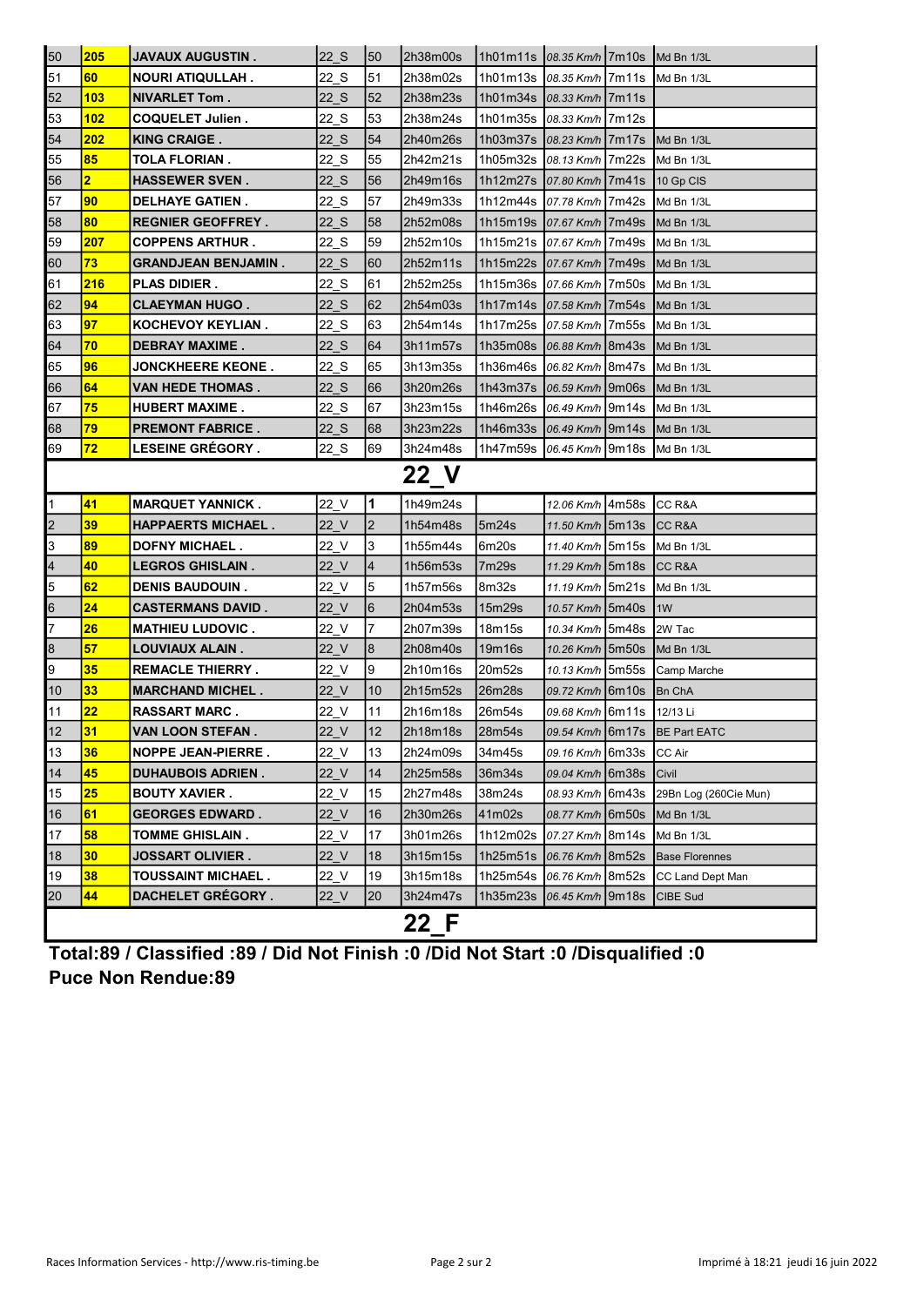| | | | | | | | | | |
|---|---|---|---|---|---|---|---|---|---|
| 50 | **205** | **JAVAUX AUGUSTIN .** | 22_S | 50 | 2h38m00s | 1h01m11s | *08.35 Km/h* | 7m10s | Md Bn 1/3L |
| 51 | **60** | **NOURI ATIQULLAH .** | 22_S | 51 | 2h38m02s | 1h01m13s | *08.35 Km/h* | 7m11s | Md Bn 1/3L |
| 52 | **103** | **NIVARLET Tom .** | 22_S | 52 | 2h38m23s | 1h01m34s | *08.33 Km/h* | 7m11s | |
| 53 | **102** | **COQUELET Julien .** | 22_S | 53 | 2h38m24s | 1h01m35s | *08.33 Km/h* | 7m12s | |
| 54 | **202** | **KING CRAIGE .** | 22_S | 54 | 2h40m26s | 1h03m37s | *08.23 Km/h* | 7m17s | Md Bn 1/3L |
| 55 | **85** | **TOLA FLORIAN .** | 22_S | 55 | 2h42m21s | 1h05m32s | *08.13 Km/h* | 7m22s | Md Bn 1/3L |
| 56 | **2** | **HASSEWER SVEN .** | 22_S | 56 | 2h49m16s | 1h12m27s | *07.80 Km/h* | 7m41s | 10 Gp CIS |
| 57 | **90** | **DELHAYE GATIEN .** | 22_S | 57 | 2h49m33s | 1h12m44s | *07.78 Km/h* | 7m42s | Md Bn 1/3L |
| 58 | **80** | **REGNIER GEOFFREY .** | 22_S | 58 | 2h52m08s | 1h15m19s | *07.67 Km/h* | 7m49s | Md Bn 1/3L |
| 59 | **207** | **COPPENS ARTHUR .** | 22_S | 59 | 2h52m10s | 1h15m21s | *07.67 Km/h* | 7m49s | Md Bn 1/3L |
| 60 | **73** | **GRANDJEAN BENJAMIN .** | 22_S | 60 | 2h52m11s | 1h15m22s | *07.67 Km/h* | 7m49s | Md Bn 1/3L |
| 61 | **216** | **PLAS DIDIER .** | 22_S | 61 | 2h52m25s | 1h15m36s | *07.66 Km/h* | 7m50s | Md Bn 1/3L |
| 62 | **94** | **CLAEYMAN HUGO .** | 22_S | 62 | 2h54m03s | 1h17m14s | *07.58 Km/h* | 7m54s | Md Bn 1/3L |
| 63 | **97** | **KOCHEVOY KEYLIAN .** | 22_S | 63 | 2h54m14s | 1h17m25s | *07.58 Km/h* | 7m55s | Md Bn 1/3L |
| 64 | **70** | **DEBRAY MAXIME .** | 22_S | 64 | 3h11m57s | 1h35m08s | *06.88 Km/h* | 8m43s | Md Bn 1/3L |
| 65 | **96** | **JONCKHEERE KEONE .** | 22_S | 65 | 3h13m35s | 1h36m46s | *06.82 Km/h* | 8m47s | Md Bn 1/3L |
| 66 | **64** | **VAN HEDE THOMAS .** | 22_S | 66 | 3h20m26s | 1h43m37s | *06.59 Km/h* | 9m06s | Md Bn 1/3L |
| 67 | **75** | **HUBERT MAXIME .** | 22_S | 67 | 3h23m15s | 1h46m26s | *06.49 Km/h* | 9m14s | Md Bn 1/3L |
| 68 | **79** | **PREMONT FABRICE .** | 22_S | 68 | 3h23m22s | 1h46m33s | *06.49 Km/h* | 9m14s | Md Bn 1/3L |
| 69 | **72** | **LESEINE GRÉGORY .** | 22_S | 69 | 3h24m48s | 1h47m59s | *06.45 Km/h* | 9m18s | Md Bn 1/3L |

## 22_V

| | | | | | | | | | |
|---|---|---|---|---|---|---|---|---|---|
| 1 | **41** | **MARQUET YANNICK .** | 22_V | **1** | 1h49m24s | | *12.06 Km/h* | 4m58s | CC R&A |
| 2 | **39** | **HAPPAERTS MICHAEL .** | 22_V | 2 | 1h54m48s | 5m24s | *11.50 Km/h* | 5m13s | CC R&A |
| 3 | **89** | **DOFNY MICHAEL .** | 22_V | 3 | 1h55m44s | 6m20s | *11.40 Km/h* | 5m15s | Md Bn 1/3L |
| 4 | **40** | **LEGROS GHISLAIN .** | 22_V | 4 | 1h56m53s | 7m29s | *11.29 Km/h* | 5m18s | CC R&A |
| 5 | **62** | **DENIS BAUDOUIN .** | 22_V | 5 | 1h57m56s | 8m32s | *11.19 Km/h* | 5m21s | Md Bn 1/3L |
| 6 | **24** | **CASTERMANS DAVID .** | 22_V | 6 | 2h04m53s | 15m29s | *10.57 Km/h* | 5m40s | 1W |
| 7 | **26** | **MATHIEU LUDOVIC .** | 22_V | 7 | 2h07m39s | 18m15s | *10.34 Km/h* | 5m48s | 2W Tac |
| 8 | **57** | **LOUVIAUX ALAIN .** | 22_V | 8 | 2h08m40s | 19m16s | *10.26 Km/h* | 5m50s | Md Bn 1/3L |
| 9 | **35** | **REMACLE THIERRY .** | 22_V | 9 | 2h10m16s | 20m52s | *10.13 Km/h* | 5m55s | Camp Marche |
| 10 | **33** | **MARCHAND MICHEL .** | 22_V | 10 | 2h15m52s | 26m28s | *09.72 Km/h* | 6m10s | Bn ChA |
| 11 | **22** | **RASSART MARC .** | 22_V | 11 | 2h16m18s | 26m54s | *09.68 Km/h* | 6m11s | 12/13 Li |
| 12 | **31** | **VAN LOON STEFAN .** | 22_V | 12 | 2h18m18s | 28m54s | *09.54 Km/h* | 6m17s | BE Part EATC |
| 13 | **36** | **NOPPE JEAN-PIERRE .** | 22_V | 13 | 2h24m09s | 34m45s | *09.16 Km/h* | 6m33s | CC Air |
| 14 | **45** | **DUHAUBOIS ADRIEN .** | 22_V | 14 | 2h25m58s | 36m34s | *09.04 Km/h* | 6m38s | Civil |
| 15 | **25** | **BOUTY XAVIER .** | 22_V | 15 | 2h27m48s | 38m24s | *08.93 Km/h* | 6m43s | 29Bn Log (260Cie Mun) |
| 16 | **61** | **GEORGES EDWARD .** | 22_V | 16 | 2h30m26s | 41m02s | *08.77 Km/h* | 6m50s | Md Bn 1/3L |
| 17 | **58** | **TOMME GHISLAIN .** | 22_V | 17 | 3h01m26s | 1h12m02s | *07.27 Km/h* | 8m14s | Md Bn 1/3L |
| 18 | **30** | **JOSSART OLIVIER .** | 22_V | 18 | 3h15m15s | 1h25m51s | *06.76 Km/h* | 8m52s | Base Florennes |
| 19 | **38** | **TOUSSAINT MICHAEL .** | 22_V | 19 | 3h15m18s | 1h25m54s | *06.76 Km/h* | 8m52s | CC Land Dept Man |
| 20 | **44** | **DACHELET GRÉGORY .** | 22_V | 20 | 3h24m47s | 1h35m23s | *06.45 Km/h* | 9m18s | CIBE Sud |

## 22_F

**Total:89 / Classified :89 / Did Not Finish :0 /Did Not Start :0 /Disqualified :0**

**Puce Non Rendue:89**